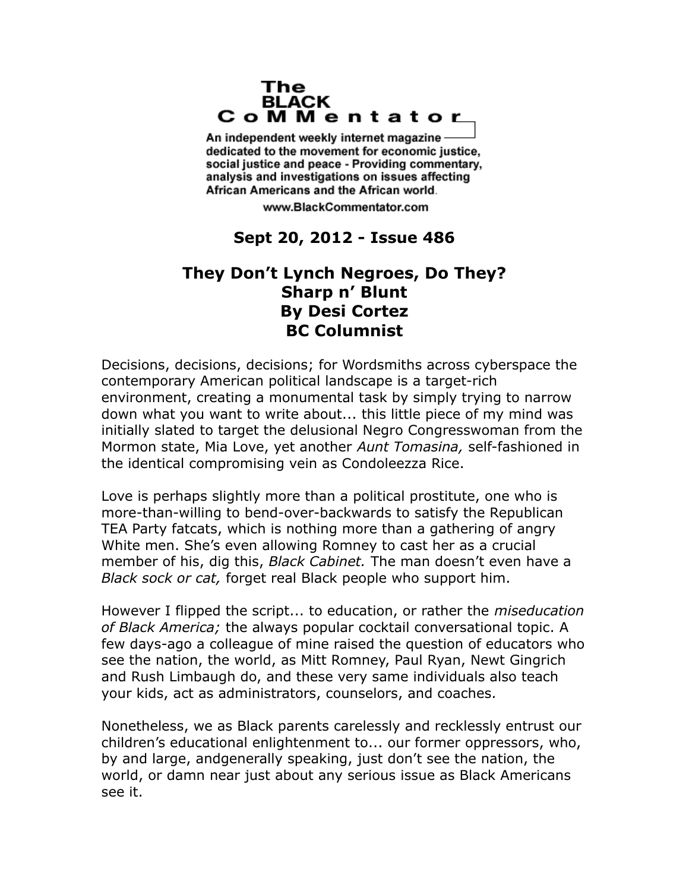# The BLACK CoMMentator

An independent weekly internet magazine dedicated to the movement for economic justice, social justice and peace - Providing commentary, analysis and investigations on issues affecting African Americans and the African world.

www.BlackCommentator.com

**Sept 20, 2012 - Issue 486**

## They Don't Lynch Negroes, Do They?
## Sharp n' Blunt
## By Desi Cortez
## BC Columnist

Decisions, decisions, decisions; for Wordsmiths across cyberspace the contemporary American political landscape is a target-rich environment, creating a monumental task by simply trying to narrow down what you want to write about... this little piece of my mind was initially slated to target the delusional Negro Congresswoman from the Mormon state, Mia Love, yet another *Aunt Tomasina,* self-fashioned in the identical compromising vein as Condoleezza Rice.

Love is perhaps slightly more than a political prostitute, one who is more-than-willing to bend-over-backwards to satisfy the Republican TEA Party fatcats, which is nothing more than a gathering of angry White men. She's even allowing Romney to cast her as a crucial member of his, dig this, *Black Cabinet.* The man doesn't even have a *Black sock or cat,* forget real Black people who support him.

However I flipped the script... to education, or rather the *miseducation of Black America;* the always popular cocktail conversational topic. A few days-ago a colleague of mine raised the question of educators who see the nation, the world, as Mitt Romney, Paul Ryan, Newt Gingrich and Rush Limbaugh do, and these very same individuals also teach your kids, act as administrators, counselors, and coaches.

Nonetheless, we as Black parents carelessly and recklessly entrust our children's educational enlightenment to... our former oppressors, who, by and large, andgenerally speaking, just don't see the nation, the world, or damn near just about any serious issue as Black Americans see it.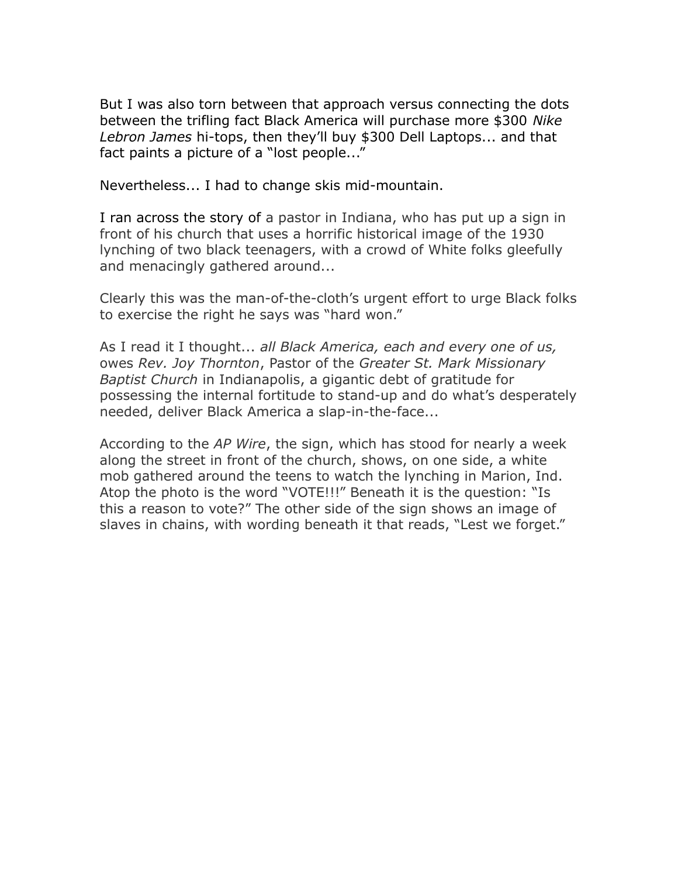But I was also torn between that approach versus connecting the dots between the trifling fact Black America will purchase more $300 *Nike Lebron James* hi-tops, then they'll buy $300 Dell Laptops... and that fact paints a picture of a "lost people..."

Nevertheless... I had to change skis mid-mountain.

I ran across the story of a pastor in Indiana, who has put up a sign in front of his church that uses a horrific historical image of the 1930 lynching of two black teenagers, with a crowd of White folks gleefully and menacingly gathered around...

Clearly this was the man-of-the-cloth's urgent effort to urge Black folks to exercise the right he says was "hard won."

As I read it I thought... *all Black America, each and every one of us,* owes *Rev. Joy Thornton*, Pastor of the *Greater St. Mark Missionary Baptist Church* in Indianapolis, a gigantic debt of gratitude for possessing the internal fortitude to stand-up and do what's desperately needed, deliver Black America a slap-in-the-face...

According to the *AP Wire*, the sign, which has stood for nearly a week along the street in front of the church, shows, on one side, a white mob gathered around the teens to watch the lynching in Marion, Ind. Atop the photo is the word "VOTE!!!" Beneath it is the question: "Is this a reason to vote?" The other side of the sign shows an image of slaves in chains, with wording beneath it that reads, "Lest we forget."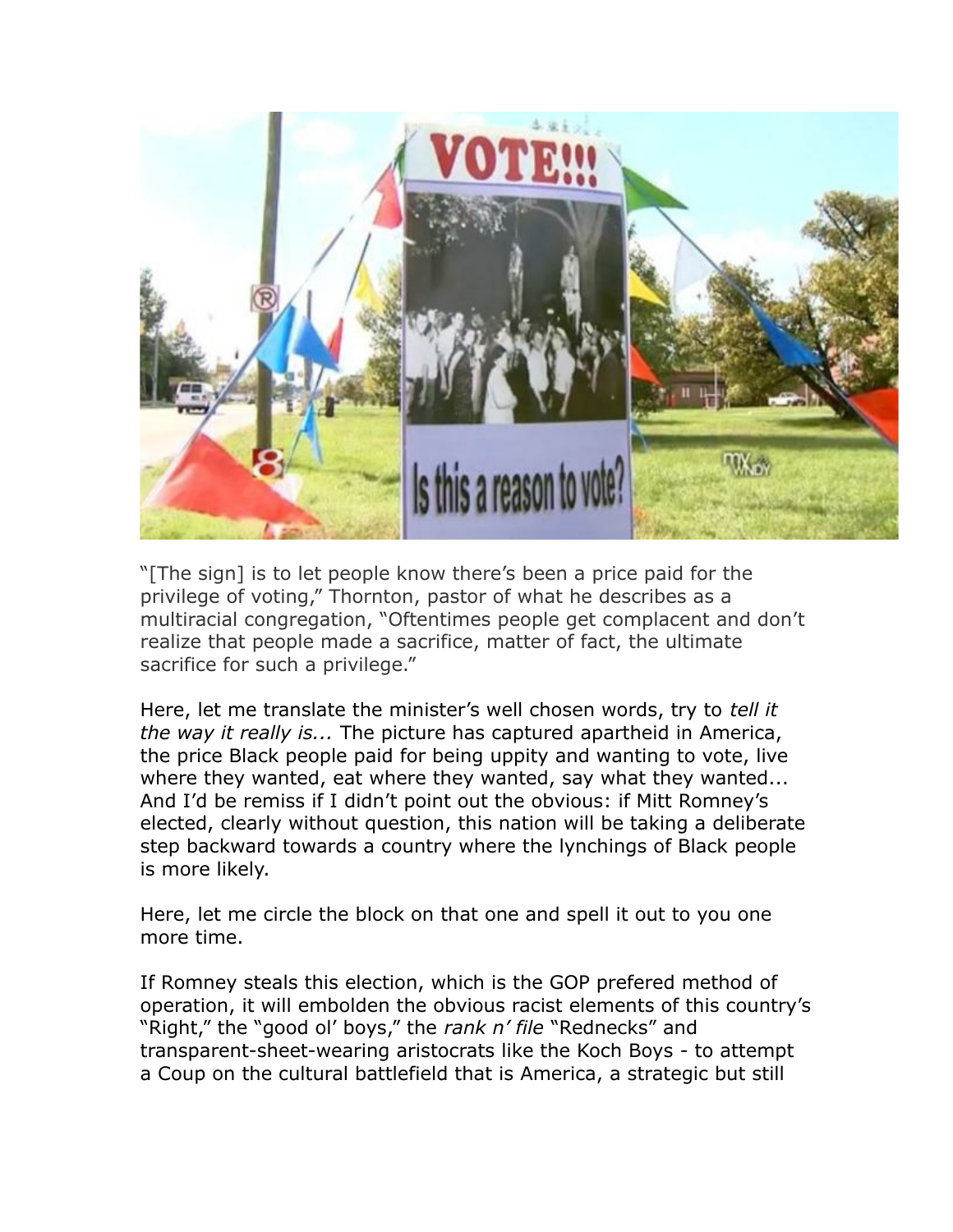"[The sign] is to let people know there's been a price paid for the privilege of voting," Thornton, pastor of what he describes as a multiracial congregation, "Oftentimes people get complacent and don't realize that people made a sacrifice, matter of fact, the ultimate sacrifice for such a privilege."

Here, let me translate the minister's well chosen words, try to *tell it the way it really is...* The picture has captured apartheid in America, the price Black people paid for being uppity and wanting to vote, live where they wanted, eat where they wanted, say what they wanted... And I'd be remiss if I didn't point out the obvious: if Mitt Romney's elected, clearly without question, this nation will be taking a deliberate step backward towards a country where the lynchings of Black people is more likely.

Here, let me circle the block on that one and spell it out to you one more time.

If Romney steals this election, which is the GOP prefered method of operation, it will embolden the obvious racist elements of this country's "Right," the "good ol' boys," the *rank n' file* "Rednecks" and transparent-sheet-wearing aristocrats like the Koch Boys - to attempt a Coup on the cultural battlefield that is America, a strategic but still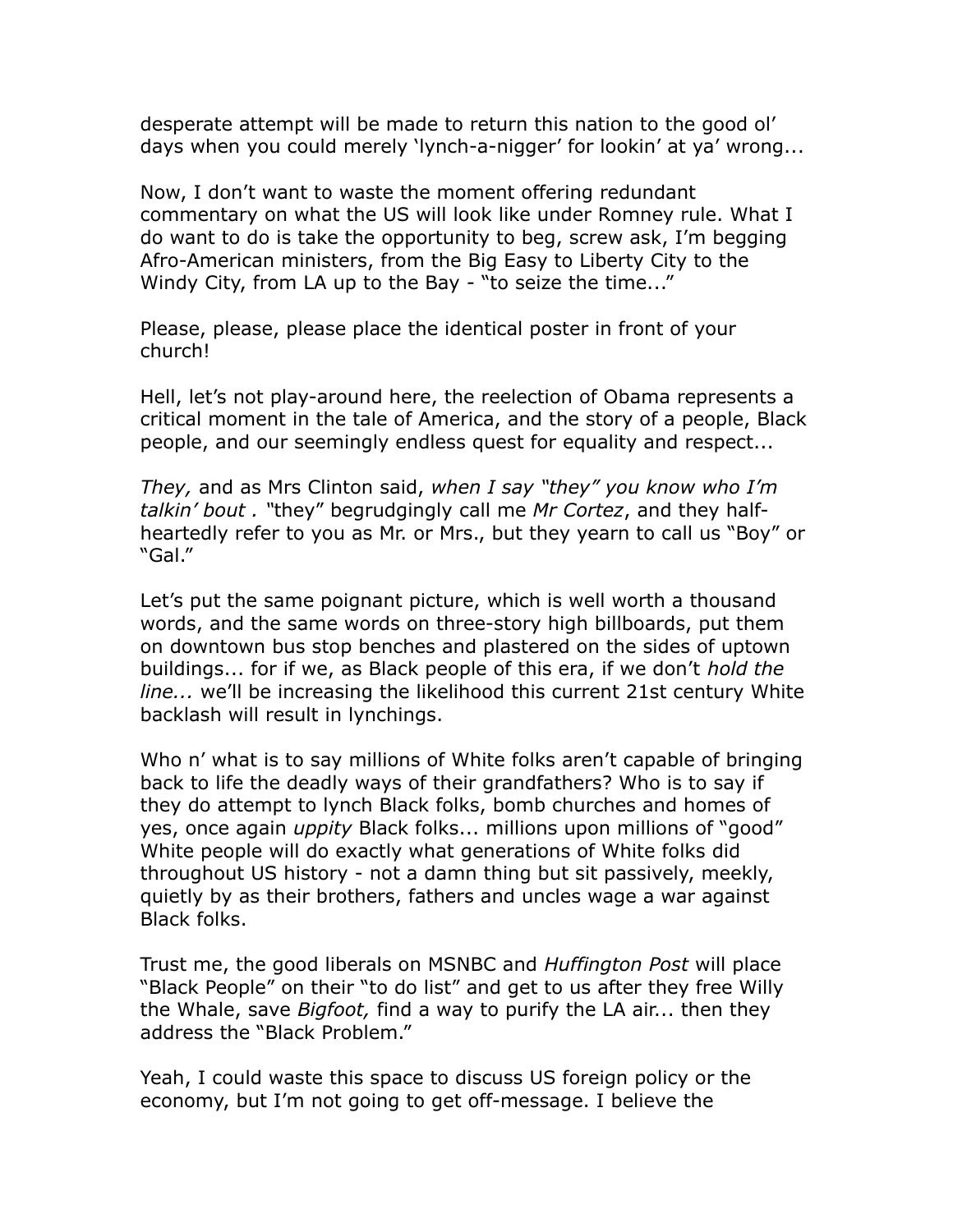desperate attempt will be made to return this nation to the good ol' days when you could merely 'lynch-a-nigger' for lookin' at ya' wrong...

Now, I don't want to waste the moment offering redundant commentary on what the US will look like under Romney rule. What I do want to do is take the opportunity to beg, screw ask, I'm begging Afro-American ministers, from the Big Easy to Liberty City to the Windy City, from LA up to the Bay - "to seize the time..."

Please, please, please place the identical poster in front of your church!

Hell, let's not play-around here, the reelection of Obama represents a critical moment in the tale of America, and the story of a people, Black people, and our seemingly endless quest for equality and respect...

*They,* and as Mrs Clinton said, *when I say "they" you know who I'm talkin' bout .* "they" begrudgingly call me *Mr Cortez*, and they half-heartedly refer to you as Mr. or Mrs., but they yearn to call us "Boy" or "Gal."

Let's put the same poignant picture, which is well worth a thousand words, and the same words on three-story high billboards, put them on downtown bus stop benches and plastered on the sides of uptown buildings... for if we, as Black people of this era, if we don't *hold the line...* we'll be increasing the likelihood this current 21st century White backlash will result in lynchings.

Who n' what is to say millions of White folks aren't capable of bringing back to life the deadly ways of their grandfathers? Who is to say if they do attempt to lynch Black folks, bomb churches and homes of yes, once again *uppity* Black folks... millions upon millions of "good" White people will do exactly what generations of White folks did throughout US history - not a damn thing but sit passively, meekly, quietly by as their brothers, fathers and uncles wage a war against Black folks.

Trust me, the good liberals on MSNBC and *Huffington Post* will place "Black People" on their "to do list" and get to us after they free Willy the Whale, save *Bigfoot,* find a way to purify the LA air... then they address the "Black Problem."

Yeah, I could waste this space to discuss US foreign policy or the economy, but I'm not going to get off-message. I believe the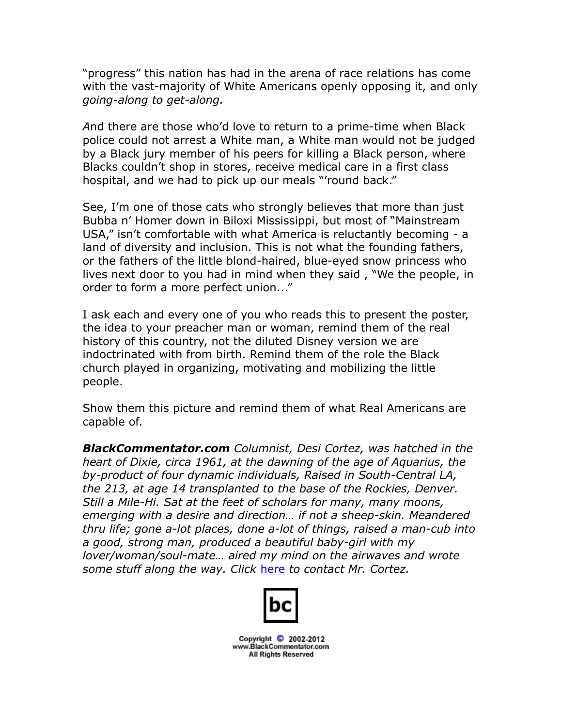"progress" this nation has had in the arena of race relations has come with the vast-majority of White Americans openly opposing it, and only *going-along to get-along.*

*A*nd there are those who'd love to return to a prime-time when Black police could not arrest a White man, a White man would not be judged by a Black jury member of his peers for killing a Black person, where Blacks couldn't shop in stores, receive medical care in a first class hospital, and we had to pick up our meals "'round back."

See, I'm one of those cats who strongly believes that more than just Bubba n' Homer down in Biloxi Mississippi, but most of "Mainstream USA," isn't comfortable with what America is reluctantly becoming - a land of diversity and inclusion. This is not what the founding fathers, or the fathers of the little blond-haired, blue-eyed snow princess who lives next door to you had in mind when they said , "We the people, in order to form a more perfect union..."

I ask each and every one of you who reads this to present the poster, the idea to your preacher man or woman, remind them of the real history of this country, not the diluted Disney version we are indoctrinated with from birth. Remind them of the role the Black church played in organizing, motivating and mobilizing the little people.

Show them this picture and remind them of what Real Americans are capable of.

***BlackCommentator.com*** *Columnist, Desi Cortez, was hatched in the heart of Dixie, circa 1961, at the dawning of the age of Aquarius, the by-product of four dynamic individuals, Raised in South-Central LA, the 213, at age 14 transplanted to the base of the Rockies, Denver. Still a Mile-Hi. Sat at the feet of scholars for many, many moons, emerging with a desire and direction… if not a sheep-skin. Meandered thru life; gone a-lot places, done a-lot of things, raised a man-cub into a good, strong man, produced a beautiful baby-girl with my lover/woman/soul-mate… aired my mind on the airwaves and wrote some stuff along the way. Click here to contact Mr. Cortez.*

bc

Copyright © 2002-2012
www.BlackCommentator.com
All Rights Reserved